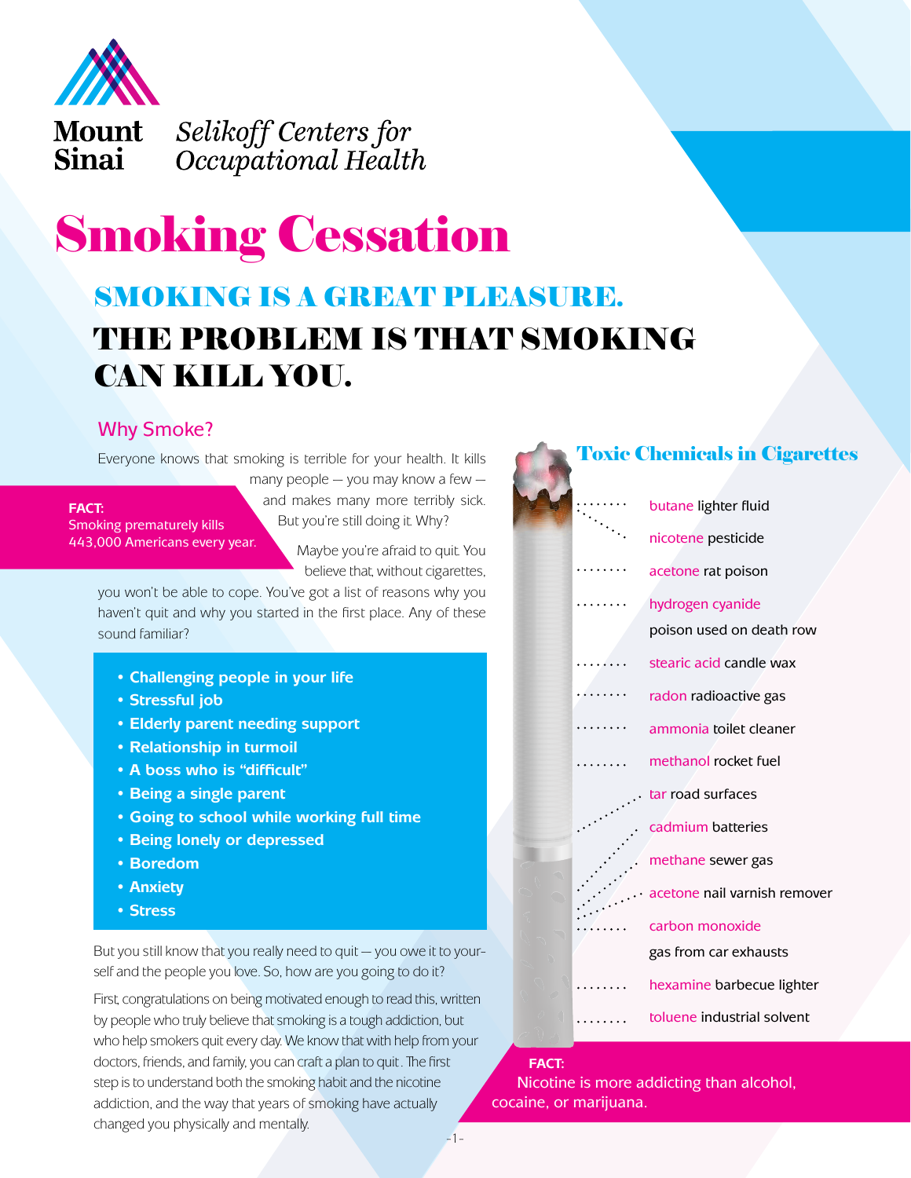Mount Sinai

*Selikoff Centers for Occupational Health*

# Smoking Cessation

## SMOKING IS A GREAT PLEASURE. THE PROBLEM IS THAT SMOKING CAN KILL YOU.

### Why Smoke?

Everyone knows that smoking is terrible for your health. It kills many people — you may know a few — and makes many more terribly sick. But you're still doing it. Why?

**FACT:**
Smoking prematurely kills 443,000 Americans every year.

Maybe you're afraid to quit. You believe that, without cigarettes, you won't be able to cope. You've got a list of reasons why you haven't quit and why you started in the first place. Any of these sound familiar?

- **Challenging people in your life**
- **Stressful job**
- **Elderly parent needing support**
- **Relationship in turmoil**
- **A boss who is "difficult"**
- **Being a single parent**
- **Going to school while working full time**
- **Being lonely or depressed**
- **Boredom**
- **Anxiety**
- **Stress**

But you still know that you really need to quit — you owe it to yourself and the people you love. So, how are you going to do it?

First, congratulations on being motivated enough to read this, written by people who truly believe that smoking is a tough addiction, but who help smokers quit every day. We know that with help from your doctors, friends, and family, you can craft a plan to quit. The first step is to understand both the smoking habit and the nicotine addiction, and the way that years of smoking have actually changed you physically and mentally.

### Toxic Chemicals in Cigarettes

- butane lighter fluid
- nicotene pesticide
- acetone rat poison
- hydrogen cyanide poison used on death row
- stearic acid candle wax
- radon radioactive gas
- ammonia toilet cleaner
- methanol rocket fuel
- tar road surfaces
- cadmium batteries
- methane sewer gas
- acetone nail varnish remover
- carbon monoxide gas from car exhausts
- hexamine barbecue lighter
- toluene industrial solvent

**FACT:**
Nicotine is more addicting than alcohol, cocaine, or marijuana.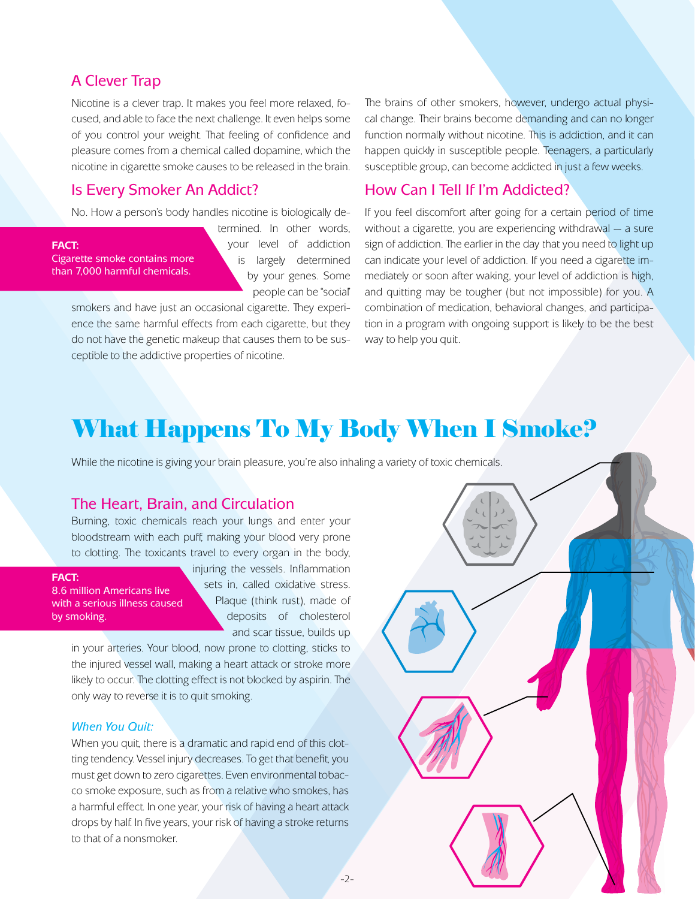## A Clever Trap

Nicotine is a clever trap. It makes you feel more relaxed, focused, and able to face the next challenge. It even helps some of you control your weight. That feeling of confidence and pleasure comes from a chemical called dopamine, which the nicotine in cigarette smoke causes to be released in the brain.

## Is Every Smoker An Addict?

No. How a person's body handles nicotine is biologically determined. In other words, your level of addiction is largely determined by your genes. Some people can be "social" smokers and have just an occasional cigarette. They experience the same harmful effects from each cigarette, but they do not have the genetic makeup that causes them to be susceptible to the addictive properties of nicotine.

**FACT:**
Cigarette smoke contains more than 7,000 harmful chemicals.

The brains of other smokers, however, undergo actual physical change. Their brains become demanding and can no longer function normally without nicotine. This is addiction, and it can happen quickly in susceptible people. Teenagers, a particularly susceptible group, can become addicted in just a few weeks.

## How Can I Tell If I'm Addicted?

If you feel discomfort after going for a certain period of time without a cigarette, you are experiencing withdrawal — a sure sign of addiction. The earlier in the day that you need to light up can indicate your level of addiction. If you need a cigarette immediately or soon after waking, your level of addiction is high, and quitting may be tougher (but not impossible) for you. A combination of medication, behavioral changes, and participation in a program with ongoing support is likely to be the best way to help you quit.

# What Happens To My Body When I Smoke?

While the nicotine is giving your brain pleasure, you're also inhaling a variety of toxic chemicals.

## The Heart, Brain, and Circulation

Burning, toxic chemicals reach your lungs and enter your bloodstream with each puff, making your blood very prone to clotting. The toxicants travel to every organ in the body, injuring the vessels. Inflammation sets in, called oxidative stress. Plaque (think rust), made of deposits of cholesterol and scar tissue, builds up in your arteries. Your blood, now prone to clotting, sticks to the injured vessel wall, making a heart attack or stroke more likely to occur. The clotting effect is not blocked by aspirin. The only way to reverse it is to quit smoking.

**FACT:**
8.6 million Americans live with a serious illness caused by smoking.

### *When You Quit:*

When you quit, there is a dramatic and rapid end of this clotting tendency. Vessel injury decreases. To get that benefit, you must get down to zero cigarettes. Even environmental tobacco smoke exposure, such as from a relative who smokes, has a harmful effect. In one year, your risk of having a heart attack drops by half. In five years, your risk of having a stroke returns to that of a nonsmoker.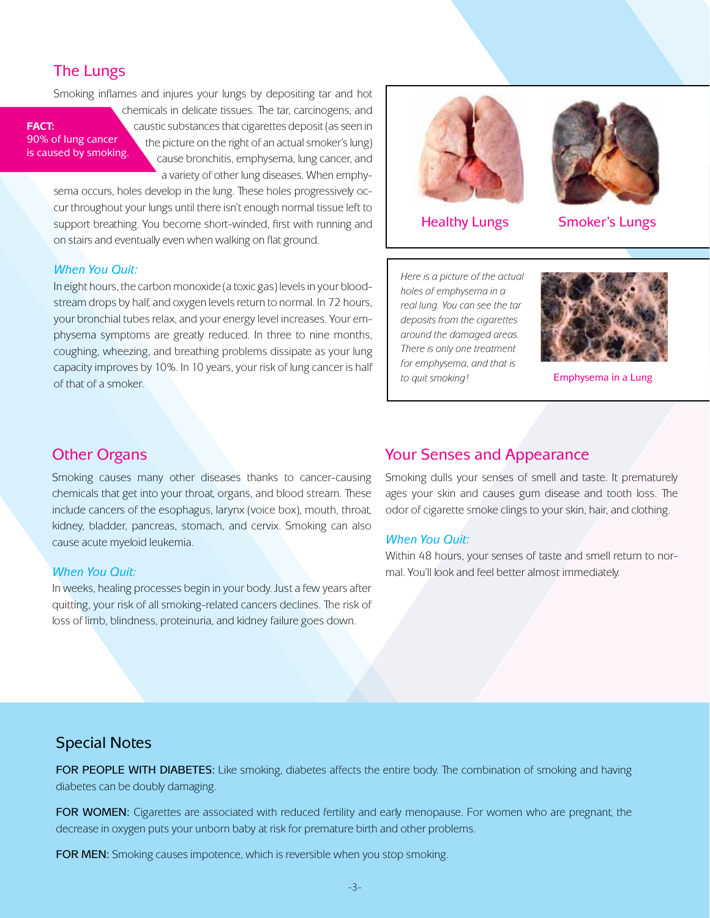## The Lungs

**FACT:**
90% of lung cancer is caused by smoking.

Smoking inflames and injures your lungs by depositing tar and hot chemicals in delicate tissues. The tar, carcinogens, and caustic substances that cigarettes deposit (as seen in the picture on the right of an actual smoker's lung) cause bronchitis, emphysema, lung cancer, and a variety of other lung diseases. When emphysema occurs, holes develop in the lung. These holes progressively occur throughout your lungs until there isn't enough normal tissue left to support breathing. You become short-winded, first with running and on stairs and eventually even when walking on flat ground.

### *When You Quit:*

In eight hours, the carbon monoxide (a toxic gas) levels in your bloodstream drops by half, and oxygen levels return to normal. In 72 hours, your bronchial tubes relax, and your energy level increases. Your emphysema symptoms are greatly reduced. In three to nine months, coughing, wheezing, and breathing problems dissipate as your lung capacity improves by 10%. In 10 years, your risk of lung cancer is half of that of a smoker.

Healthy Lungs

Smoker's Lungs

*Here is a picture of the actual holes of emphysema in a real lung. You can see the tar deposits from the cigarettes around the damaged areas. There is only one treatment for emphysema, and that is to quit smoking!*

Emphysema in a Lung

## Other Organs

Smoking causes many other diseases thanks to cancer-causing chemicals that get into your throat, organs, and blood stream. These include cancers of the esophagus, larynx (voice box), mouth, throat, kidney, bladder, pancreas, stomach, and cervix. Smoking can also cause acute myeloid leukemia.

### *When You Quit:*

In weeks, healing processes begin in your body. Just a few years after quitting, your risk of all smoking-related cancers declines. The risk of loss of limb, blindness, proteinuria, and kidney failure goes down.

## Your Senses and Appearance

Smoking dulls your senses of smell and taste. It prematurely ages your skin and causes gum disease and tooth loss. The odor of cigarette smoke clings to your skin, hair, and clothing.

### *When You Quit:*

Within 48 hours, your senses of taste and smell return to normal. You'll look and feel better almost immediately.

## Special Notes

**FOR PEOPLE WITH DIABETES:** Like smoking, diabetes affects the entire body. The combination of smoking and having diabetes can be doubly damaging.

**FOR WOMEN:** Cigarettes are associated with reduced fertility and early menopause. For women who are pregnant, the decrease in oxygen puts your unborn baby at risk for premature birth and other problems.

**FOR MEN:** Smoking causes impotence, which is reversible when you stop smoking.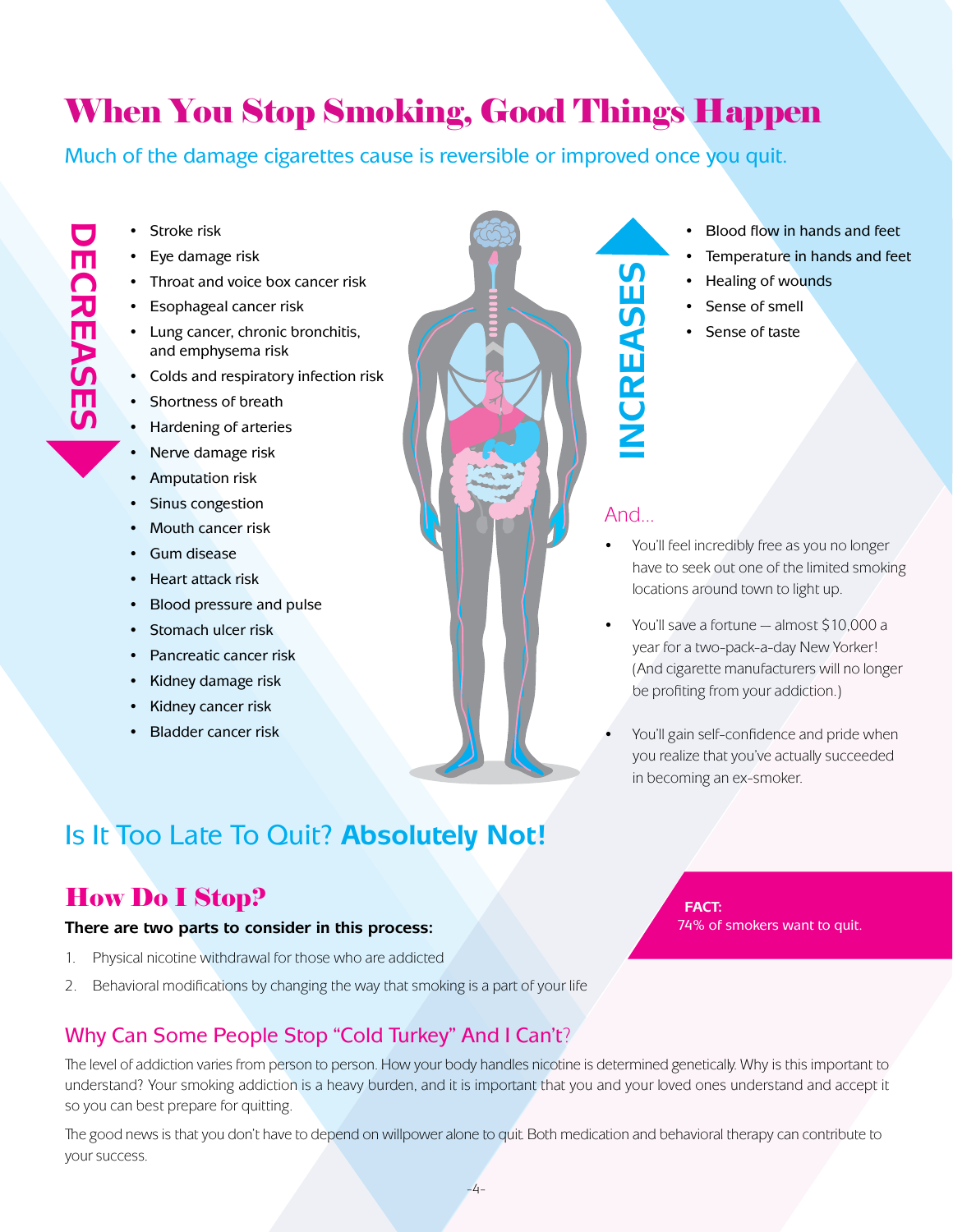# When You Stop Smoking, Good Things Happen

Much of the damage cigarettes cause is reversible or improved once you quit.

**DECREASES**

- Stroke risk
- Eye damage risk
- Throat and voice box cancer risk
- Esophageal cancer risk
- Lung cancer, chronic bronchitis, and emphysema risk
- Colds and respiratory infection risk
- Shortness of breath
- Hardening of arteries
- Nerve damage risk
- Amputation risk
- Sinus congestion
- Mouth cancer risk
- Gum disease
- Heart attack risk
- Blood pressure and pulse
- Stomach ulcer risk
- Pancreatic cancer risk
- Kidney damage risk
- Kidney cancer risk
- Bladder cancer risk

**INCREASES**

- Blood flow in hands and feet
- Temperature in hands and feet
- Healing of wounds
- Sense of smell
- Sense of taste

And...

- You'll feel incredibly free as you no longer have to seek out one of the limited smoking locations around town to light up.
- You'll save a fortune — almost $10,000 a year for a two-pack-a-day New Yorker! (And cigarette manufacturers will no longer be profiting from your addiction.)
- You'll gain self-confidence and pride when you realize that you've actually succeeded in becoming an ex-smoker.

## Is It Too Late To Quit? **Absolutely Not!**

## How Do I Stop?

**There are two parts to consider in this process:**

1. Physical nicotine withdrawal for those who are addicted
2. Behavioral modifications by changing the way that smoking is a part of your life

**FACT:**
74% of smokers want to quit.

### Why Can Some People Stop "Cold Turkey" And I Can't?

The level of addiction varies from person to person. How your body handles nicotine is determined genetically. Why is this important to understand? Your smoking addiction is a heavy burden, and it is important that you and your loved ones understand and accept it so you can best prepare for quitting.

The good news is that you don't have to depend on willpower alone to quit. Both medication and behavioral therapy can contribute to your success.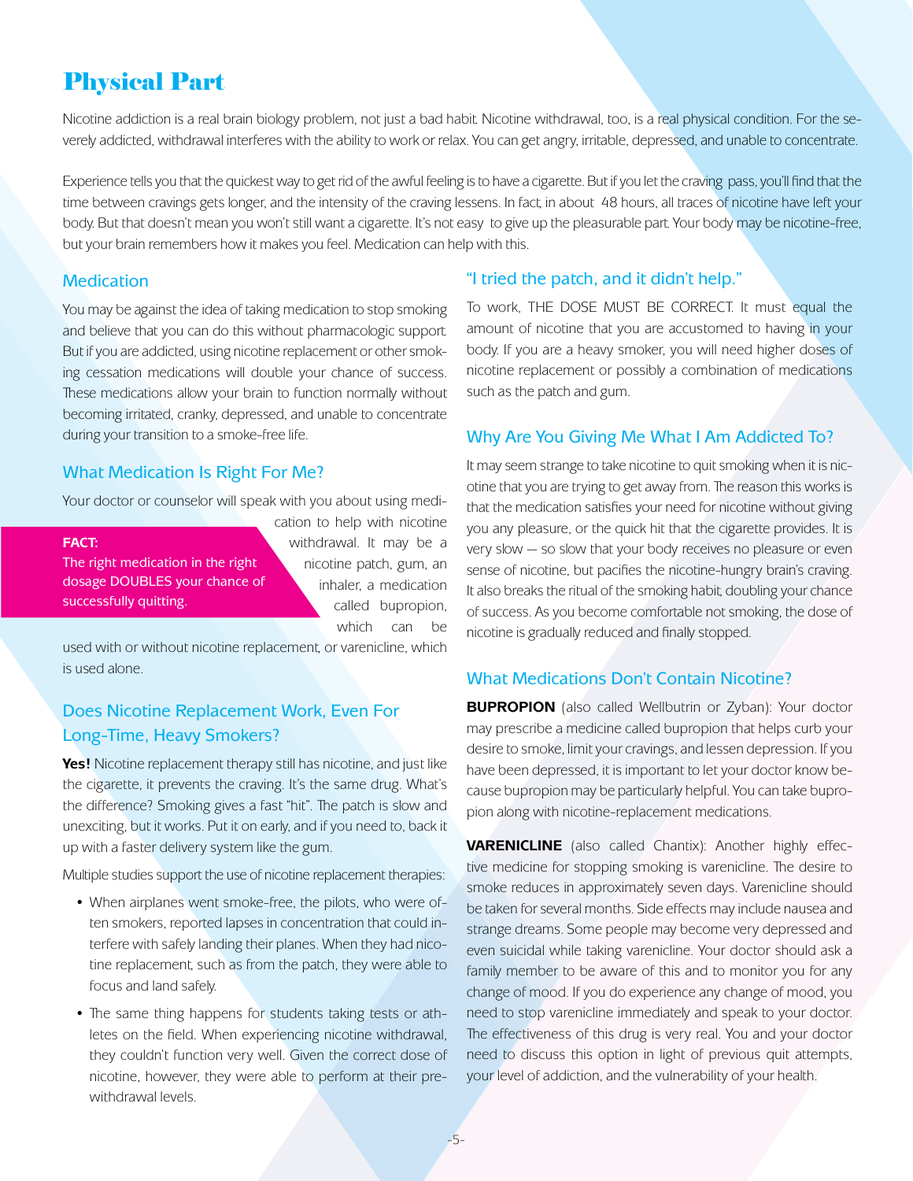# Physical Part

Nicotine addiction is a real brain biology problem, not just a bad habit. Nicotine withdrawal, too, is a real physical condition. For the severely addicted, withdrawal interferes with the ability to work or relax. You can get angry, irritable, depressed, and unable to concentrate.

Experience tells you that the quickest way to get rid of the awful feeling is to have a cigarette. But if you let the craving pass, you'll find that the time between cravings gets longer, and the intensity of the craving lessens. In fact, in about 48 hours, all traces of nicotine have left your body. But that doesn't mean you won't still want a cigarette. It's not easy to give up the pleasurable part. Your body may be nicotine-free, but your brain remembers how it makes you feel. Medication can help with this.

## Medication

You may be against the idea of taking medication to stop smoking and believe that you can do this without pharmacologic support. But if you are addicted, using nicotine replacement or other smoking cessation medications will double your chance of success. These medications allow your brain to function normally without becoming irritated, cranky, depressed, and unable to concentrate during your transition to a smoke-free life.

## What Medication Is Right For Me?

Your doctor or counselor will speak with you about using medication to help with nicotine withdrawal. It may be a nicotine patch, gum, an inhaler, a medication called bupropion, which can be used with or without nicotine replacement, or varenicline, which is used alone.

**FACT:**
The right medication in the right dosage DOUBLES your chance of successfully quitting.

## Does Nicotine Replacement Work, Even For Long-Time, Heavy Smokers?

**Yes!** Nicotine replacement therapy still has nicotine, and just like the cigarette, it prevents the craving. It's the same drug. What's the difference? Smoking gives a fast "hit". The patch is slow and unexciting, but it works. Put it on early, and if you need to, back it up with a faster delivery system like the gum.

Multiple studies support the use of nicotine replacement therapies:

- When airplanes went smoke-free, the pilots, who were often smokers, reported lapses in concentration that could interfere with safely landing their planes. When they had nicotine replacement, such as from the patch, they were able to focus and land safely.
- The same thing happens for students taking tests or athletes on the field. When experiencing nicotine withdrawal, they couldn't function very well. Given the correct dose of nicotine, however, they were able to perform at their pre-withdrawal levels.

## "I tried the patch, and it didn't help."

To work, THE DOSE MUST BE CORRECT. It must equal the amount of nicotine that you are accustomed to having in your body. If you are a heavy smoker, you will need higher doses of nicotine replacement or possibly a combination of medications such as the patch and gum.

## Why Are You Giving Me What I Am Addicted To?

It may seem strange to take nicotine to quit smoking when it is nicotine that you are trying to get away from. The reason this works is that the medication satisfies your need for nicotine without giving you any pleasure, or the quick hit that the cigarette provides. It is very slow — so slow that your body receives no pleasure or even sense of nicotine, but pacifies the nicotine-hungry brain's craving. It also breaks the ritual of the smoking habit, doubling your chance of success. As you become comfortable not smoking, the dose of nicotine is gradually reduced and finally stopped.

## What Medications Don't Contain Nicotine?

**BUPROPION** (also called Wellbutrin or Zyban): Your doctor may prescribe a medicine called bupropion that helps curb your desire to smoke, limit your cravings, and lessen depression. If you have been depressed, it is important to let your doctor know because bupropion may be particularly helpful. You can take bupropion along with nicotine-replacement medications.

**VARENICLINE** (also called Chantix): Another highly effective medicine for stopping smoking is varenicline. The desire to smoke reduces in approximately seven days. Varenicline should be taken for several months. Side effects may include nausea and strange dreams. Some people may become very depressed and even suicidal while taking varenicline. Your doctor should ask a family member to be aware of this and to monitor you for any change of mood. If you do experience any change of mood, you need to stop varenicline immediately and speak to your doctor. The effectiveness of this drug is very real. You and your doctor need to discuss this option in light of previous quit attempts, your level of addiction, and the vulnerability of your health.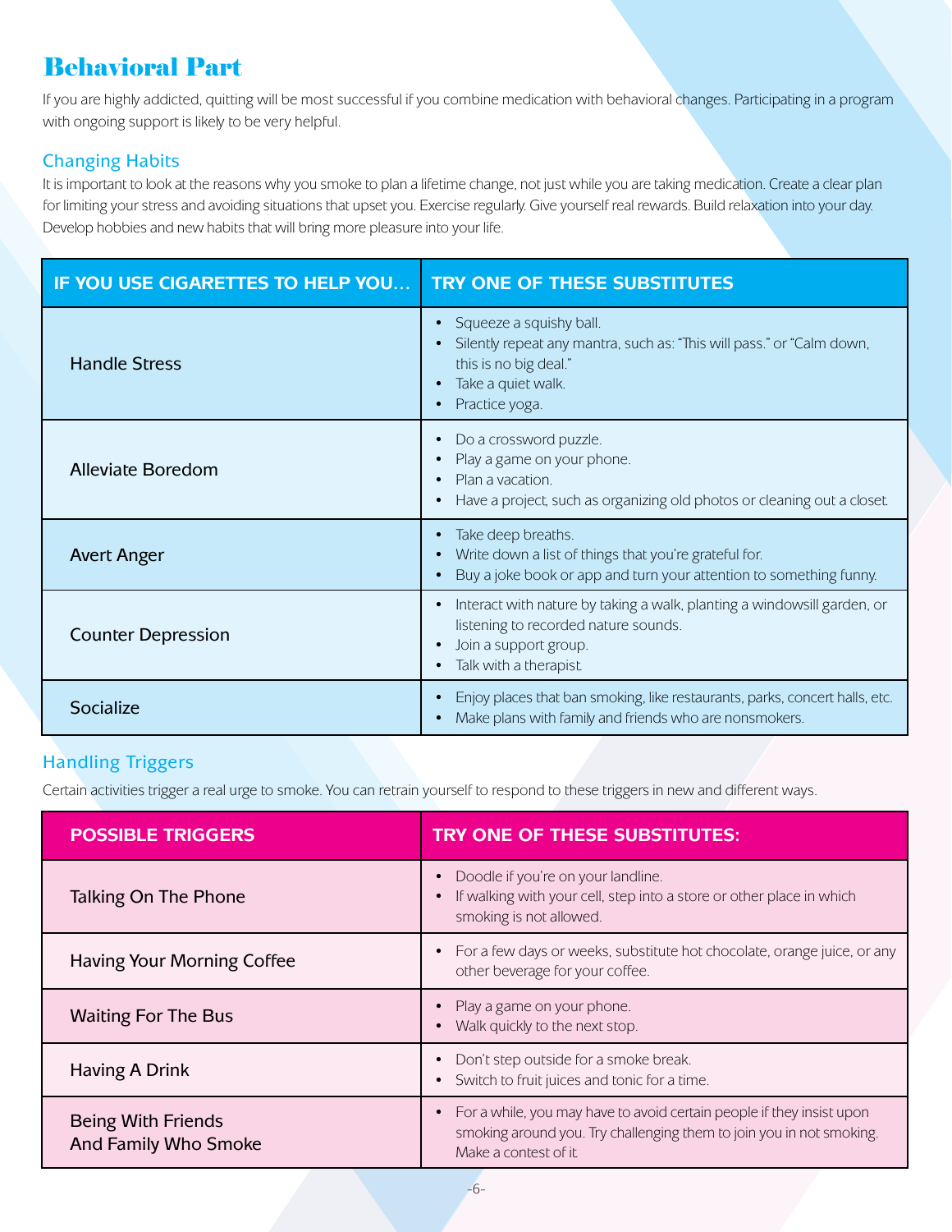# Behavioral Part

If you are highly addicted, quitting will be most successful if you combine medication with behavioral changes. Participating in a program with ongoing support is likely to be very helpful.

## Changing Habits

It is important to look at the reasons why you smoke to plan a lifetime change, not just while you are taking medication. Create a clear plan for limiting your stress and avoiding situations that upset you. Exercise regularly. Give yourself real rewards. Build relaxation into your day. Develop hobbies and new habits that will bring more pleasure into your life.

| IF YOU USE CIGARETTES TO HELP YOU… | TRY ONE OF THESE SUBSTITUTES |
|---|---|
| Handle Stress | • Squeeze a squishy ball.<br>• Silently repeat any mantra, such as: "This will pass." or "Calm down, this is no big deal."<br>• Take a quiet walk.<br>• Practice yoga. |
| Alleviate Boredom | • Do a crossword puzzle.<br>• Play a game on your phone.<br>• Plan a vacation.<br>• Have a project, such as organizing old photos or cleaning out a closet. |
| Avert Anger | • Take deep breaths.<br>• Write down a list of things that you're grateful for.<br>• Buy a joke book or app and turn your attention to something funny. |
| Counter Depression | • Interact with nature by taking a walk, planting a windowsill garden, or listening to recorded nature sounds.<br>• Join a support group.<br>• Talk with a therapist. |
| Socialize | • Enjoy places that ban smoking, like restaurants, parks, concert halls, etc.<br>• Make plans with family and friends who are nonsmokers. |

## Handling Triggers

Certain activities trigger a real urge to smoke. You can retrain yourself to respond to these triggers in new and different ways.

| POSSIBLE TRIGGERS | TRY ONE OF THESE SUBSTITUTES: |
|---|---|
| Talking On The Phone | • Doodle if you're on your landline.<br>• If walking with your cell, step into a store or other place in which smoking is not allowed. |
| Having Your Morning Coffee | • For a few days or weeks, substitute hot chocolate, orange juice, or any other beverage for your coffee. |
| Waiting For The Bus | • Play a game on your phone.<br>• Walk quickly to the next stop. |
| Having A Drink | • Don't step outside for a smoke break.<br>• Switch to fruit juices and tonic for a time. |
| Being With Friends And Family Who Smoke | • For a while, you may have to avoid certain people if they insist upon smoking around you. Try challenging them to join you in not smoking. Make a contest of it. |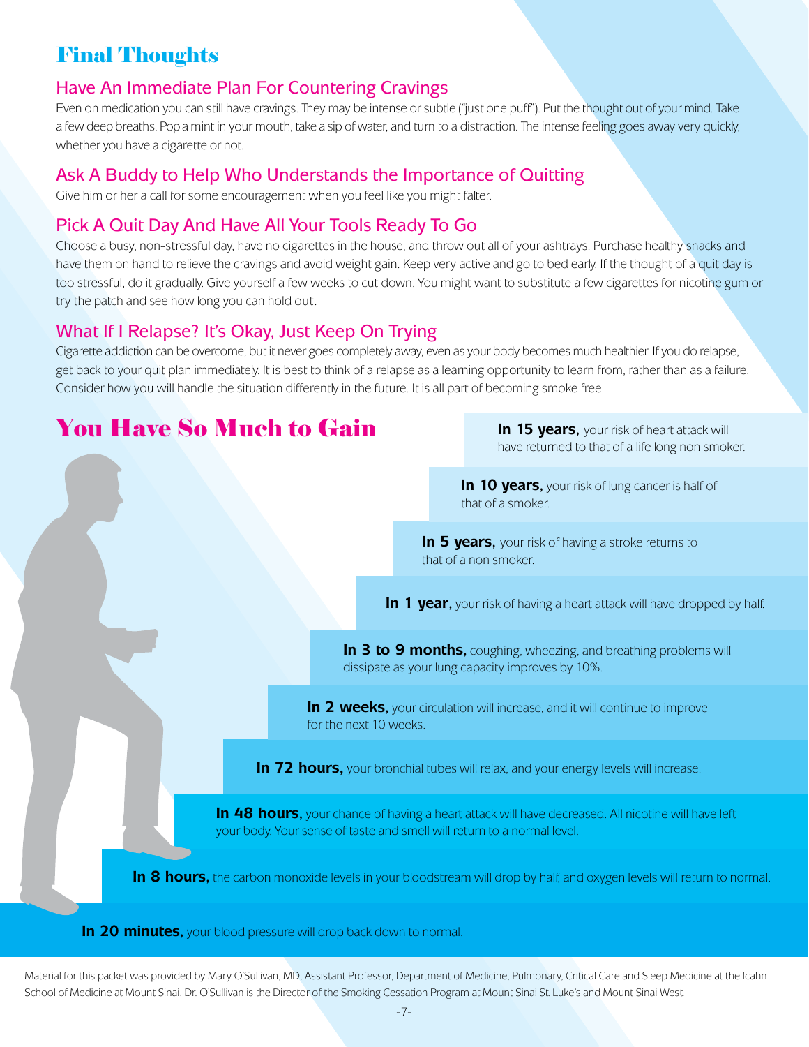# Final Thoughts

## Have An Immediate Plan For Countering Cravings

Even on medication you can still have cravings. They may be intense or subtle ("just one puff"). Put the thought out of your mind. Take a few deep breaths. Pop a mint in your mouth, take a sip of water, and turn to a distraction. The intense feeling goes away very quickly, whether you have a cigarette or not.

## Ask A Buddy to Help Who Understands the Importance of Quitting

Give him or her a call for some encouragement when you feel like you might falter.

## Pick A Quit Day And Have All Your Tools Ready To Go

Choose a busy, non-stressful day, have no cigarettes in the house, and throw out all of your ashtrays. Purchase healthy snacks and have them on hand to relieve the cravings and avoid weight gain. Keep very active and go to bed early. If the thought of a quit day is too stressful, do it gradually. Give yourself a few weeks to cut down. You might want to substitute a few cigarettes for nicotine gum or try the patch and see how long you can hold out.

## What If I Relapse? It's Okay, Just Keep On Trying

Cigarette addiction can be overcome, but it never goes completely away, even as your body becomes much healthier. If you do relapse, get back to your quit plan immediately. It is best to think of a relapse as a learning opportunity to learn from, rather than as a failure. Consider how you will handle the situation differently in the future. It is all part of becoming smoke free.

# You Have So Much to Gain

**In 15 years,** your risk of heart attack will have returned to that of a life long non smoker.

**In 10 years,** your risk of lung cancer is half of that of a smoker.

**In 5 years,** your risk of having a stroke returns to that of a non smoker.

**In 1 year,** your risk of having a heart attack will have dropped by half.

**In 3 to 9 months,** coughing, wheezing, and breathing problems will dissipate as your lung capacity improves by 10%.

**In 2 weeks,** your circulation will increase, and it will continue to improve for the next 10 weeks.

**In 72 hours,** your bronchial tubes will relax, and your energy levels will increase.

**In 48 hours,** your chance of having a heart attack will have decreased. All nicotine will have left your body. Your sense of taste and smell will return to a normal level.

**In 8 hours,** the carbon monoxide levels in your bloodstream will drop by half, and oxygen levels will return to normal.

**In 20 minutes,** your blood pressure will drop back down to normal.

Material for this packet was provided by Mary O'Sullivan, MD, Assistant Professor, Department of Medicine, Pulmonary, Critical Care and Sleep Medicine at the Icahn School of Medicine at Mount Sinai. Dr. O'Sullivan is the Director of the Smoking Cessation Program at Mount Sinai St. Luke's and Mount Sinai West.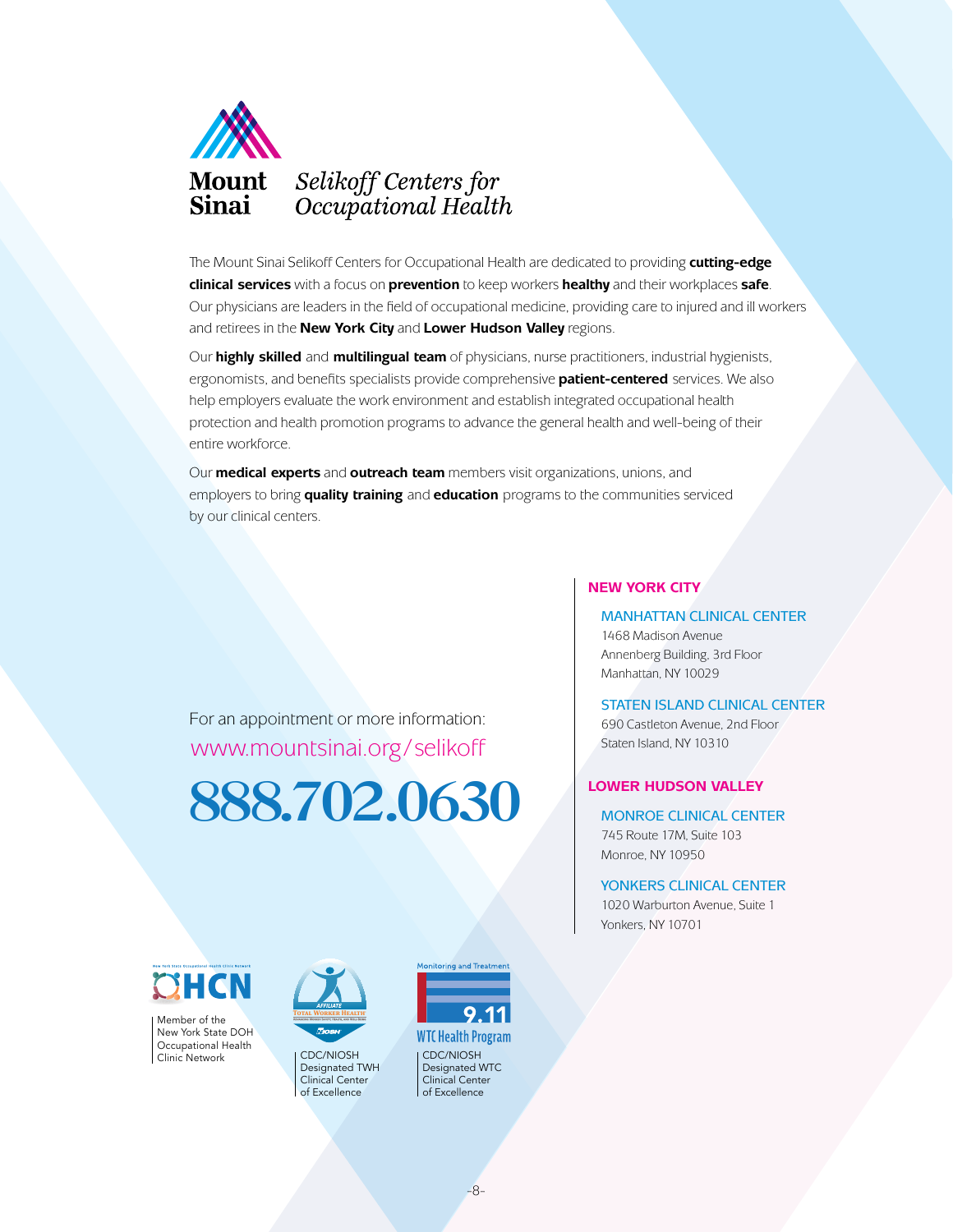# Mount Sinai Selikoff Centers for Occupational Health

The Mount Sinai Selikoff Centers for Occupational Health are dedicated to providing **cutting-edge clinical services** with a focus on **prevention** to keep workers **healthy** and their workplaces **safe**. Our physicians are leaders in the field of occupational medicine, providing care to injured and ill workers and retirees in the **New York City** and **Lower Hudson Valley** regions.

Our **highly skilled** and **multilingual team** of physicians, nurse practitioners, industrial hygienists, ergonomists, and benefits specialists provide comprehensive **patient-centered** services. We also help employers evaluate the work environment and establish integrated occupational health protection and health promotion programs to advance the general health and well-being of their entire workforce.

Our **medical experts** and **outreach team** members visit organizations, unions, and employers to bring **quality training** and **education** programs to the communities serviced by our clinical centers.

For an appointment or more information:
www.mountsinai.org/selikoff

**888.702.0630**

## NEW YORK CITY

### MANHATTAN CLINICAL CENTER
1468 Madison Avenue
Annenberg Building, 3rd Floor
Manhattan, NY 10029

### STATEN ISLAND CLINICAL CENTER
690 Castleton Avenue, 2nd Floor
Staten Island, NY 10310

## LOWER HUDSON VALLEY

### MONROE CLINICAL CENTER
745 Route 17M, Suite 103
Monroe, NY 10950

### YONKERS CLINICAL CENTER
1020 Warburton Avenue, Suite 1
Yonkers, NY 10701

OHCN — Member of the New York State DOH Occupational Health Clinic Network

Affiliate Total Worker Health — CDC/NIOSH Designated TWH Clinical Center of Excellence

Monitoring and Treatment 9.11 WTC Health Program — CDC/NIOSH Designated WTC Clinical Center of Excellence